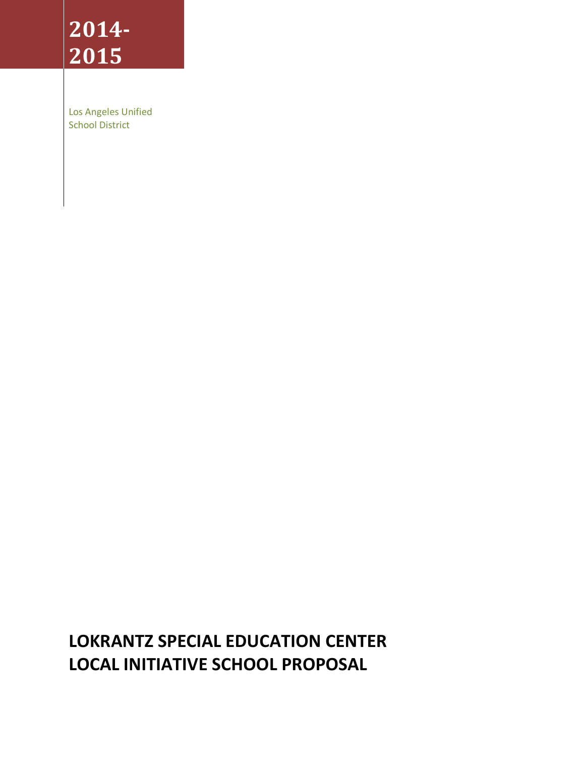# 2014-2015

Los Angeles Unified School District

# LOKRANTZ SPECIAL EDUCATION CENTER LOCAL INITIATIVE SCHOOL PROPOSAL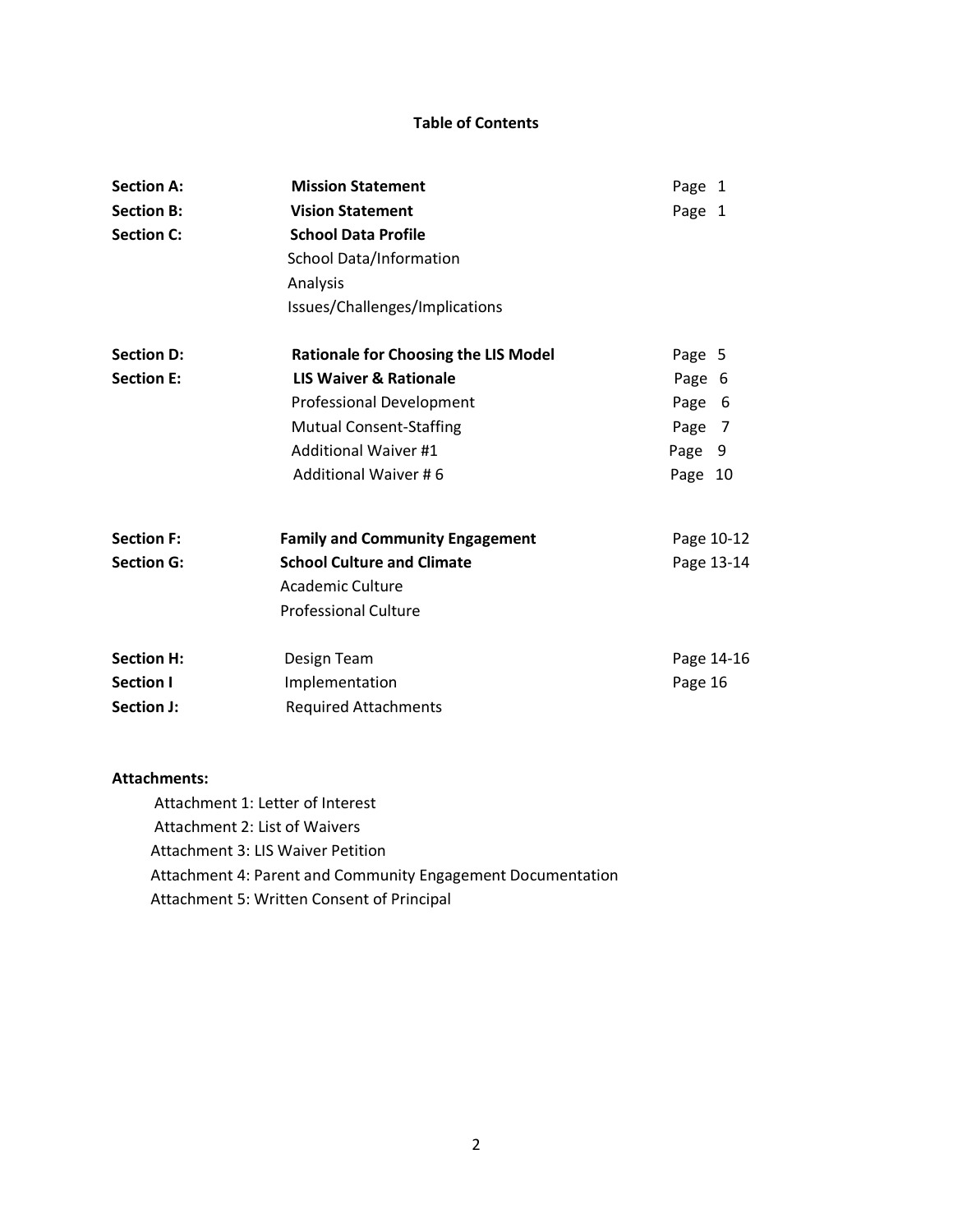# Table of Contents

| | | |
|---|---|---|
| **Section A:** | **Mission Statement** | Page 1 |
| **Section B:** | **Vision Statement** | Page 1 |
| **Section C:** | **School Data Profile** | |
| | School Data/Information | |
| | Analysis | |
| | Issues/Challenges/Implications | |
| **Section D:** | **Rationale for Choosing the LIS Model** | Page 5 |
| **Section E:** | **LIS Waiver & Rationale** | Page 6 |
| | Professional Development | Page 6 |
| | Mutual Consent-Staffing | Page 7 |
| | Additional Waiver #1 | Page 9 |
| | Additional Waiver # 6 | Page 10 |
| **Section F:** | **Family and Community Engagement** | Page 10-12 |
| **Section G:** | **School Culture and Climate** | Page 13-14 |
| | Academic Culture | |
| | Professional Culture | |
| **Section H:** | Design Team | Page 14-16 |
| **Section I** | Implementation | Page 16 |
| **Section J:** | Required Attachments | |

**Attachments:**

- Attachment 1: Letter of Interest
- Attachment 2: List of Waivers
- Attachment 3: LIS Waiver Petition
- Attachment 4: Parent and Community Engagement Documentation
- Attachment 5: Written Consent of Principal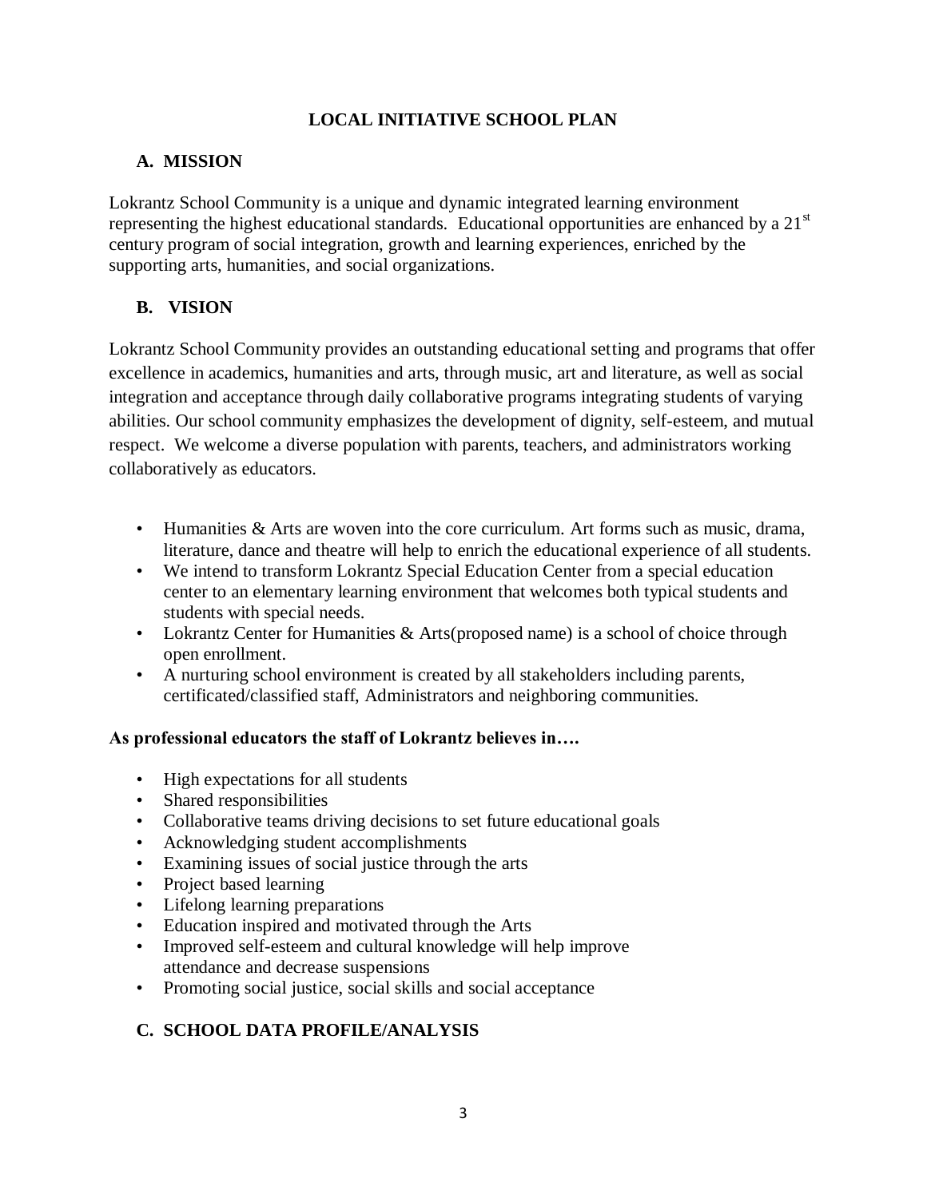# LOCAL INITIATIVE SCHOOL PLAN

## A. MISSION

Lokrantz School Community is a unique and dynamic integrated learning environment representing the highest educational standards. Educational opportunities are enhanced by a 21st century program of social integration, growth and learning experiences, enriched by the supporting arts, humanities, and social organizations.

## B. VISION

Lokrantz School Community provides an outstanding educational setting and programs that offer excellence in academics, humanities and arts, through music, art and literature, as well as social integration and acceptance through daily collaborative programs integrating students of varying abilities. Our school community emphasizes the development of dignity, self-esteem, and mutual respect. We welcome a diverse population with parents, teachers, and administrators working collaboratively as educators.

- Humanities & Arts are woven into the core curriculum. Art forms such as music, drama, literature, dance and theatre will help to enrich the educational experience of all students.
- We intend to transform Lokrantz Special Education Center from a special education center to an elementary learning environment that welcomes both typical students and students with special needs.
- Lokrantz Center for Humanities & Arts(proposed name) is a school of choice through open enrollment.
- A nurturing school environment is created by all stakeholders including parents, certificated/classified staff, Administrators and neighboring communities.

**As professional educators the staff of Lokrantz believes in….**

- High expectations for all students
- Shared responsibilities
- Collaborative teams driving decisions to set future educational goals
- Acknowledging student accomplishments
- Examining issues of social justice through the arts
- Project based learning
- Lifelong learning preparations
- Education inspired and motivated through the Arts
- Improved self-esteem and cultural knowledge will help improve attendance and decrease suspensions
- Promoting social justice, social skills and social acceptance

## C. SCHOOL DATA PROFILE/ANALYSIS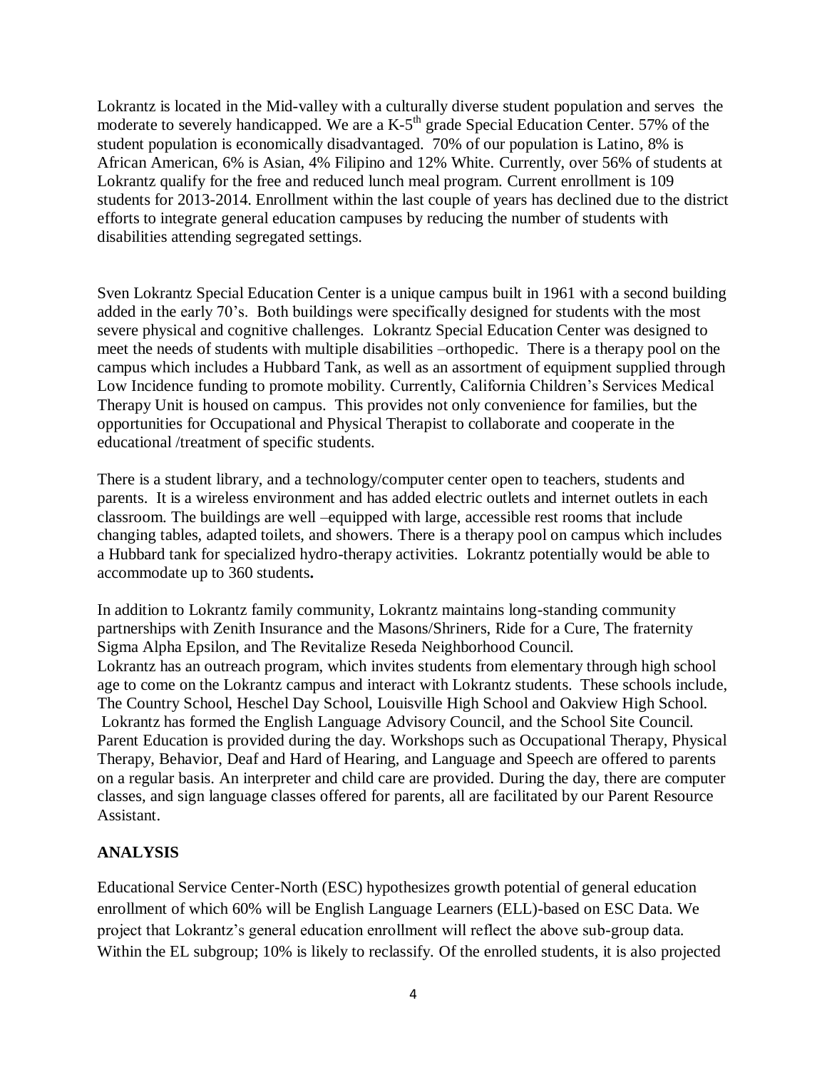Lokrantz is located in the Mid-valley with a culturally diverse student population and serves the moderate to severely handicapped. We are a K-5th grade Special Education Center. 57% of the student population is economically disadvantaged. 70% of our population is Latino, 8% is African American, 6% is Asian, 4% Filipino and 12% White. Currently, over 56% of students at Lokrantz qualify for the free and reduced lunch meal program. Current enrollment is 109 students for 2013-2014. Enrollment within the last couple of years has declined due to the district efforts to integrate general education campuses by reducing the number of students with disabilities attending segregated settings.

Sven Lokrantz Special Education Center is a unique campus built in 1961 with a second building added in the early 70's. Both buildings were specifically designed for students with the most severe physical and cognitive challenges. Lokrantz Special Education Center was designed to meet the needs of students with multiple disabilities –orthopedic. There is a therapy pool on the campus which includes a Hubbard Tank, as well as an assortment of equipment supplied through Low Incidence funding to promote mobility. Currently, California Children's Services Medical Therapy Unit is housed on campus. This provides not only convenience for families, but the opportunities for Occupational and Physical Therapist to collaborate and cooperate in the educational /treatment of specific students.

There is a student library, and a technology/computer center open to teachers, students and parents. It is a wireless environment and has added electric outlets and internet outlets in each classroom. The buildings are well –equipped with large, accessible rest rooms that include changing tables, adapted toilets, and showers. There is a therapy pool on campus which includes a Hubbard tank for specialized hydro-therapy activities. Lokrantz potentially would be able to accommodate up to 360 students**.**

In addition to Lokrantz family community, Lokrantz maintains long-standing community partnerships with Zenith Insurance and the Masons/Shriners, Ride for a Cure, The fraternity Sigma Alpha Epsilon, and The Revitalize Reseda Neighborhood Council.
Lokrantz has an outreach program, which invites students from elementary through high school age to come on the Lokrantz campus and interact with Lokrantz students. These schools include, The Country School, Heschel Day School, Louisville High School and Oakview High School.
Lokrantz has formed the English Language Advisory Council, and the School Site Council. Parent Education is provided during the day. Workshops such as Occupational Therapy, Physical Therapy, Behavior, Deaf and Hard of Hearing, and Language and Speech are offered to parents on a regular basis. An interpreter and child care are provided. During the day, there are computer classes, and sign language classes offered for parents, all are facilitated by our Parent Resource Assistant.

## ANALYSIS

Educational Service Center-North (ESC) hypothesizes growth potential of general education enrollment of which 60% will be English Language Learners (ELL)-based on ESC Data. We project that Lokrantz's general education enrollment will reflect the above sub-group data. Within the EL subgroup; 10% is likely to reclassify. Of the enrolled students, it is also projected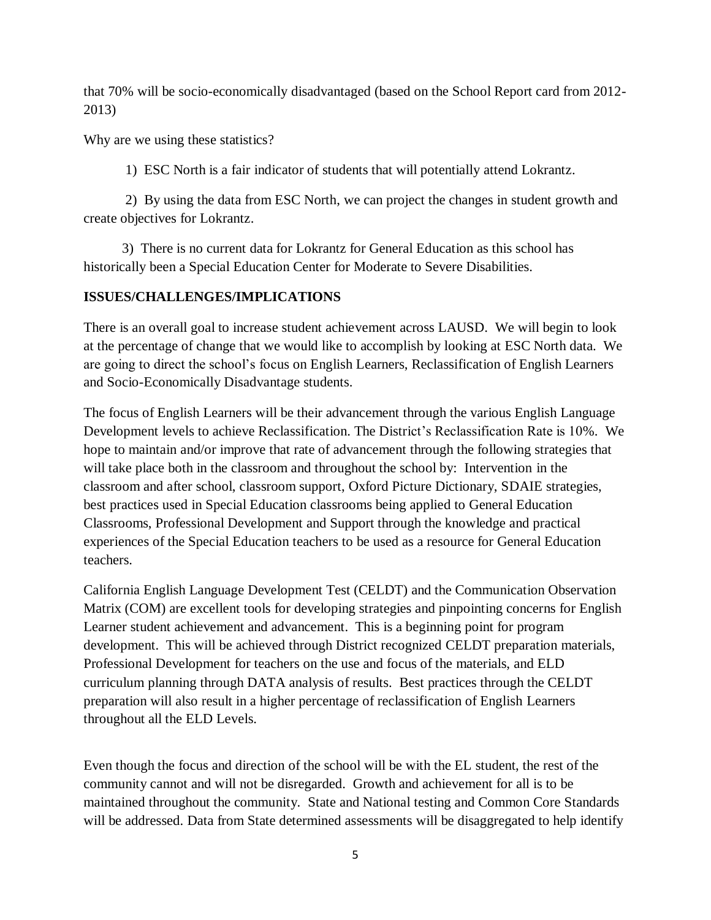that 70% will be socio-economically disadvantaged (based on the School Report card from 2012-2013)

Why are we using these statistics?

1) ESC North is a fair indicator of students that will potentially attend Lokrantz.

2) By using the data from ESC North, we can project the changes in student growth and create objectives for Lokrantz.

3) There is no current data for Lokrantz for General Education as this school has historically been a Special Education Center for Moderate to Severe Disabilities.

**ISSUES/CHALLENGES/IMPLICATIONS**

There is an overall goal to increase student achievement across LAUSD. We will begin to look at the percentage of change that we would like to accomplish by looking at ESC North data. We are going to direct the school's focus on English Learners, Reclassification of English Learners and Socio-Economically Disadvantage students.

The focus of English Learners will be their advancement through the various English Language Development levels to achieve Reclassification. The District's Reclassification Rate is 10%. We hope to maintain and/or improve that rate of advancement through the following strategies that will take place both in the classroom and throughout the school by: Intervention in the classroom and after school, classroom support, Oxford Picture Dictionary, SDAIE strategies, best practices used in Special Education classrooms being applied to General Education Classrooms, Professional Development and Support through the knowledge and practical experiences of the Special Education teachers to be used as a resource for General Education teachers.

California English Language Development Test (CELDT) and the Communication Observation Matrix (COM) are excellent tools for developing strategies and pinpointing concerns for English Learner student achievement and advancement. This is a beginning point for program development. This will be achieved through District recognized CELDT preparation materials, Professional Development for teachers on the use and focus of the materials, and ELD curriculum planning through DATA analysis of results. Best practices through the CELDT preparation will also result in a higher percentage of reclassification of English Learners throughout all the ELD Levels.

Even though the focus and direction of the school will be with the EL student, the rest of the community cannot and will not be disregarded. Growth and achievement for all is to be maintained throughout the community. State and National testing and Common Core Standards will be addressed. Data from State determined assessments will be disaggregated to help identify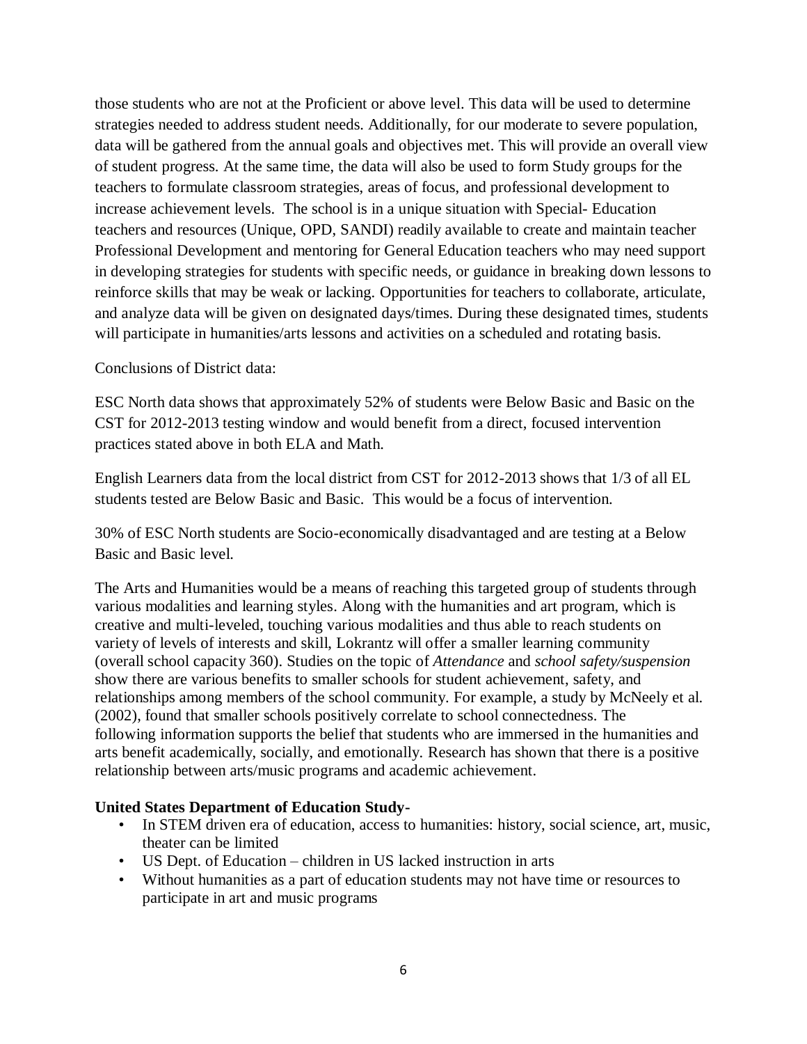those students who are not at the Proficient or above level. This data will be used to determine strategies needed to address student needs. Additionally, for our moderate to severe population, data will be gathered from the annual goals and objectives met. This will provide an overall view of student progress. At the same time, the data will also be used to form Study groups for the teachers to formulate classroom strategies, areas of focus, and professional development to increase achievement levels. The school is in a unique situation with Special- Education teachers and resources (Unique, OPD, SANDI) readily available to create and maintain teacher Professional Development and mentoring for General Education teachers who may need support in developing strategies for students with specific needs, or guidance in breaking down lessons to reinforce skills that may be weak or lacking. Opportunities for teachers to collaborate, articulate, and analyze data will be given on designated days/times. During these designated times, students will participate in humanities/arts lessons and activities on a scheduled and rotating basis.

Conclusions of District data:

ESC North data shows that approximately 52% of students were Below Basic and Basic on the CST for 2012-2013 testing window and would benefit from a direct, focused intervention practices stated above in both ELA and Math.

English Learners data from the local district from CST for 2012-2013 shows that 1/3 of all EL students tested are Below Basic and Basic. This would be a focus of intervention.

30% of ESC North students are Socio-economically disadvantaged and are testing at a Below Basic and Basic level.

The Arts and Humanities would be a means of reaching this targeted group of students through various modalities and learning styles. Along with the humanities and art program, which is creative and multi-leveled, touching various modalities and thus able to reach students on variety of levels of interests and skill, Lokrantz will offer a smaller learning community (overall school capacity 360). Studies on the topic of *Attendance* and *school safety/suspension* show there are various benefits to smaller schools for student achievement, safety, and relationships among members of the school community. For example, a study by McNeely et al. (2002), found that smaller schools positively correlate to school connectedness. The following information supports the belief that students who are immersed in the humanities and arts benefit academically, socially, and emotionally. Research has shown that there is a positive relationship between arts/music programs and academic achievement.

**United States Department of Education Study-**

- In STEM driven era of education, access to humanities: history, social science, art, music, theater can be limited
- US Dept. of Education – children in US lacked instruction in arts
- Without humanities as a part of education students may not have time or resources to participate in art and music programs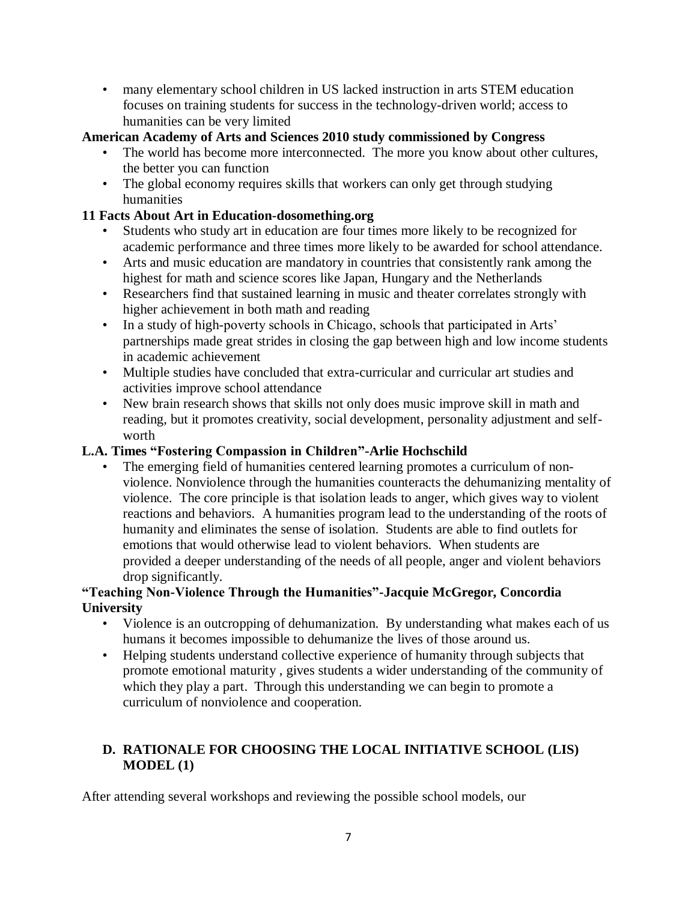- many elementary school children in US lacked instruction in arts STEM education focuses on training students for success in the technology-driven world; access to humanities can be very limited

**American Academy of Arts and Sciences 2010 study commissioned by Congress**

- The world has become more interconnected. The more you know about other cultures, the better you can function
- The global economy requires skills that workers can only get through studying humanities

**11 Facts About Art in Education-dosomething.org**

- Students who study art in education are four times more likely to be recognized for academic performance and three times more likely to be awarded for school attendance.
- Arts and music education are mandatory in countries that consistently rank among the highest for math and science scores like Japan, Hungary and the Netherlands
- Researchers find that sustained learning in music and theater correlates strongly with higher achievement in both math and reading
- In a study of high-poverty schools in Chicago, schools that participated in Arts' partnerships made great strides in closing the gap between high and low income students in academic achievement
- Multiple studies have concluded that extra-curricular and curricular art studies and activities improve school attendance
- New brain research shows that skills not only does music improve skill in math and reading, but it promotes creativity, social development, personality adjustment and self-worth

**L.A. Times "Fostering Compassion in Children"-Arlie Hochschild**

- The emerging field of humanities centered learning promotes a curriculum of non-violence. Nonviolence through the humanities counteracts the dehumanizing mentality of violence. The core principle is that isolation leads to anger, which gives way to violent reactions and behaviors. A humanities program lead to the understanding of the roots of humanity and eliminates the sense of isolation. Students are able to find outlets for emotions that would otherwise lead to violent behaviors. When students are provided a deeper understanding of the needs of all people, anger and violent behaviors drop significantly.

**"Teaching Non-Violence Through the Humanities"-Jacquie McGregor, Concordia University**

- Violence is an outcropping of dehumanization. By understanding what makes each of us humans it becomes impossible to dehumanize the lives of those around us.
- Helping students understand collective experience of humanity through subjects that promote emotional maturity , gives students a wider understanding of the community of which they play a part. Through this understanding we can begin to promote a curriculum of nonviolence and cooperation.

## D. RATIONALE FOR CHOOSING THE LOCAL INITIATIVE SCHOOL (LIS) MODEL (1)

After attending several workshops and reviewing the possible school models, our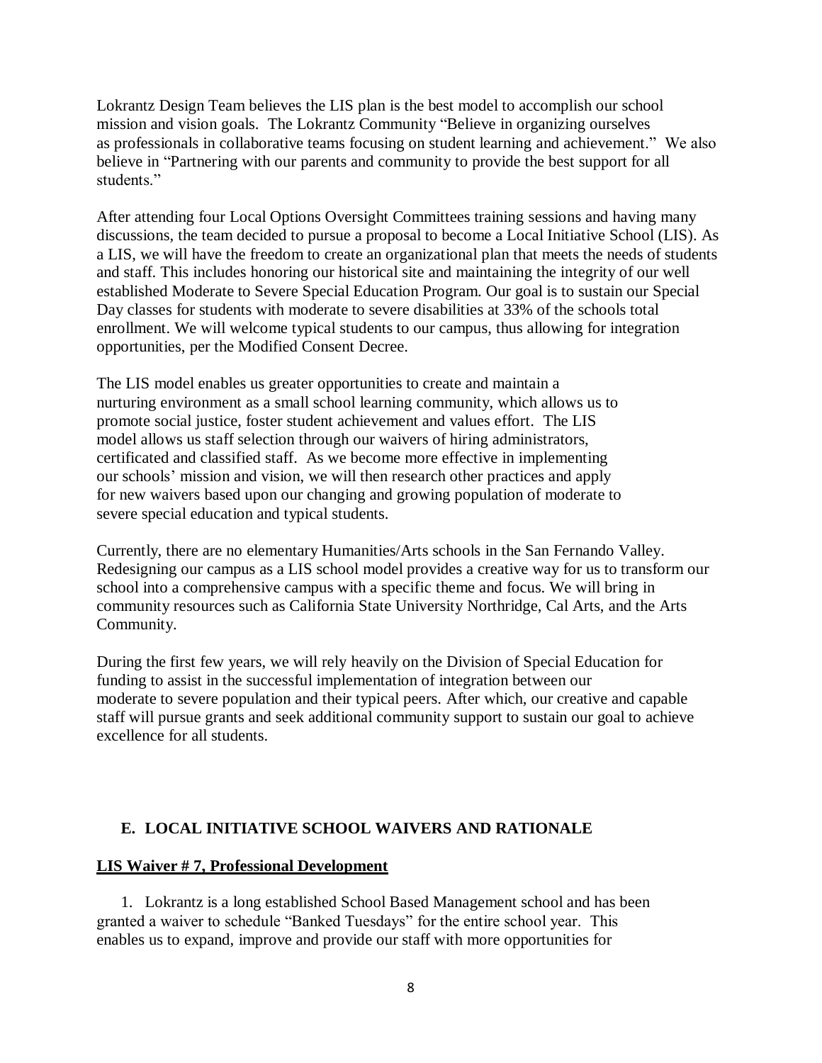Lokrantz Design Team believes the LIS plan is the best model to accomplish our school mission and vision goals. The Lokrantz Community "Believe in organizing ourselves as professionals in collaborative teams focusing on student learning and achievement." We also believe in "Partnering with our parents and community to provide the best support for all students."

After attending four Local Options Oversight Committees training sessions and having many discussions, the team decided to pursue a proposal to become a Local Initiative School (LIS). As a LIS, we will have the freedom to create an organizational plan that meets the needs of students and staff. This includes honoring our historical site and maintaining the integrity of our well established Moderate to Severe Special Education Program. Our goal is to sustain our Special Day classes for students with moderate to severe disabilities at 33% of the schools total enrollment. We will welcome typical students to our campus, thus allowing for integration opportunities, per the Modified Consent Decree.

The LIS model enables us greater opportunities to create and maintain a nurturing environment as a small school learning community, which allows us to promote social justice, foster student achievement and values effort. The LIS model allows us staff selection through our waivers of hiring administrators, certificated and classified staff. As we become more effective in implementing our schools' mission and vision, we will then research other practices and apply for new waivers based upon our changing and growing population of moderate to severe special education and typical students.

Currently, there are no elementary Humanities/Arts schools in the San Fernando Valley. Redesigning our campus as a LIS school model provides a creative way for us to transform our school into a comprehensive campus with a specific theme and focus. We will bring in community resources such as California State University Northridge, Cal Arts, and the Arts Community.

During the first few years, we will rely heavily on the Division of Special Education for funding to assist in the successful implementation of integration between our moderate to severe population and their typical peers. After which, our creative and capable staff will pursue grants and seek additional community support to sustain our goal to achieve excellence for all students.

## E. LOCAL INITIATIVE SCHOOL WAIVERS AND RATIONALE

**LIS Waiver # 7, Professional Development**

1. Lokrantz is a long established School Based Management school and has been granted a waiver to schedule "Banked Tuesdays" for the entire school year. This enables us to expand, improve and provide our staff with more opportunities for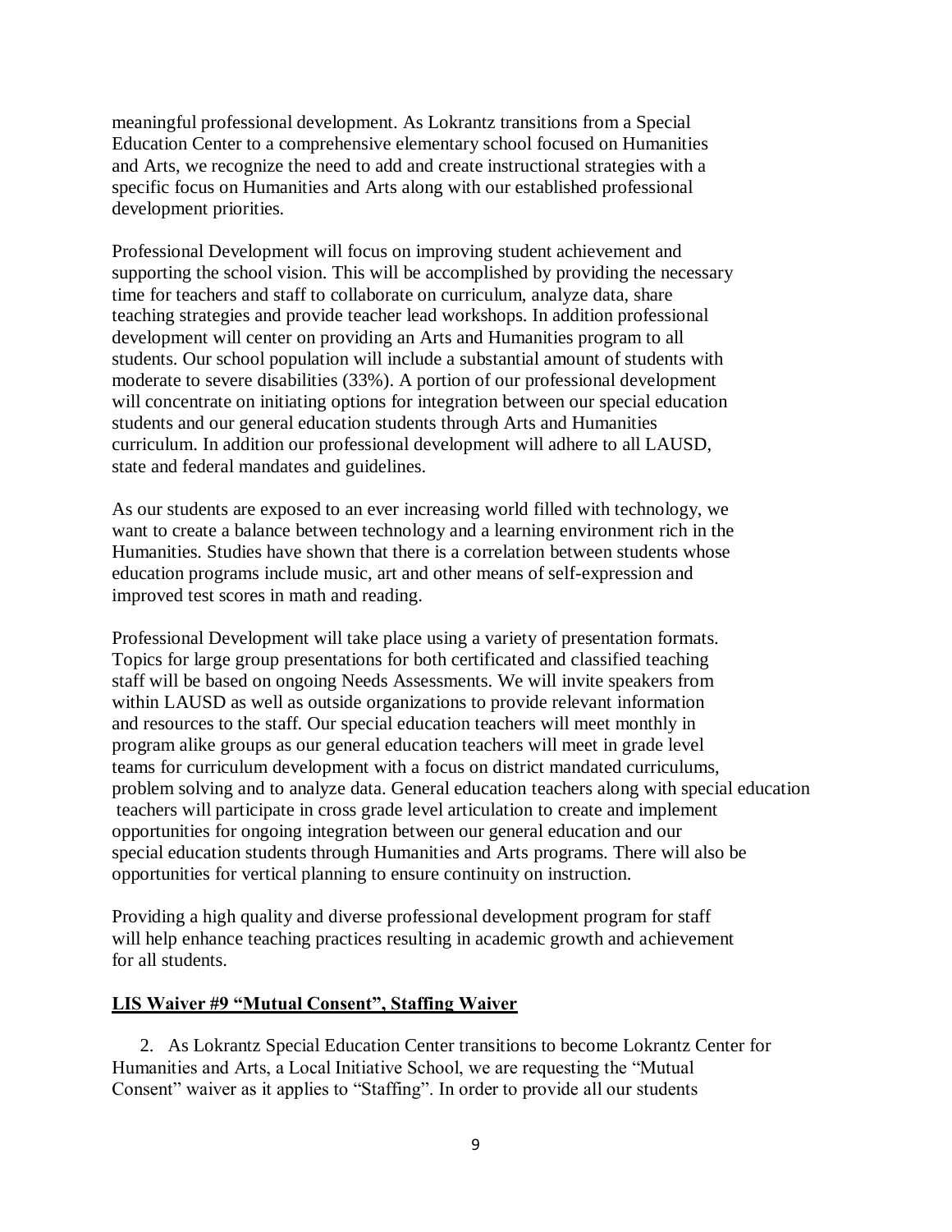meaningful professional development. As Lokrantz transitions from a Special Education Center to a comprehensive elementary school focused on Humanities and Arts, we recognize the need to add and create instructional strategies with a specific focus on Humanities and Arts along with our established professional development priorities.

Professional Development will focus on improving student achievement and supporting the school vision. This will be accomplished by providing the necessary time for teachers and staff to collaborate on curriculum, analyze data, share teaching strategies and provide teacher lead workshops. In addition professional development will center on providing an Arts and Humanities program to all students. Our school population will include a substantial amount of students with moderate to severe disabilities (33%). A portion of our professional development will concentrate on initiating options for integration between our special education students and our general education students through Arts and Humanities curriculum. In addition our professional development will adhere to all LAUSD, state and federal mandates and guidelines.

As our students are exposed to an ever increasing world filled with technology, we want to create a balance between technology and a learning environment rich in the Humanities. Studies have shown that there is a correlation between students whose education programs include music, art and other means of self-expression and improved test scores in math and reading.

Professional Development will take place using a variety of presentation formats. Topics for large group presentations for both certificated and classified teaching staff will be based on ongoing Needs Assessments. We will invite speakers from within LAUSD as well as outside organizations to provide relevant information and resources to the staff. Our special education teachers will meet monthly in program alike groups as our general education teachers will meet in grade level teams for curriculum development with a focus on district mandated curriculums, problem solving and to analyze data. General education teachers along with special education teachers will participate in cross grade level articulation to create and implement opportunities for ongoing integration between our general education and our special education students through Humanities and Arts programs. There will also be opportunities for vertical planning to ensure continuity on instruction.

Providing a high quality and diverse professional development program for staff will help enhance teaching practices resulting in academic growth and achievement for all students.

**LIS Waiver #9 "Mutual Consent", Staffing Waiver**

2. As Lokrantz Special Education Center transitions to become Lokrantz Center for Humanities and Arts, a Local Initiative School, we are requesting the "Mutual Consent" waiver as it applies to "Staffing". In order to provide all our students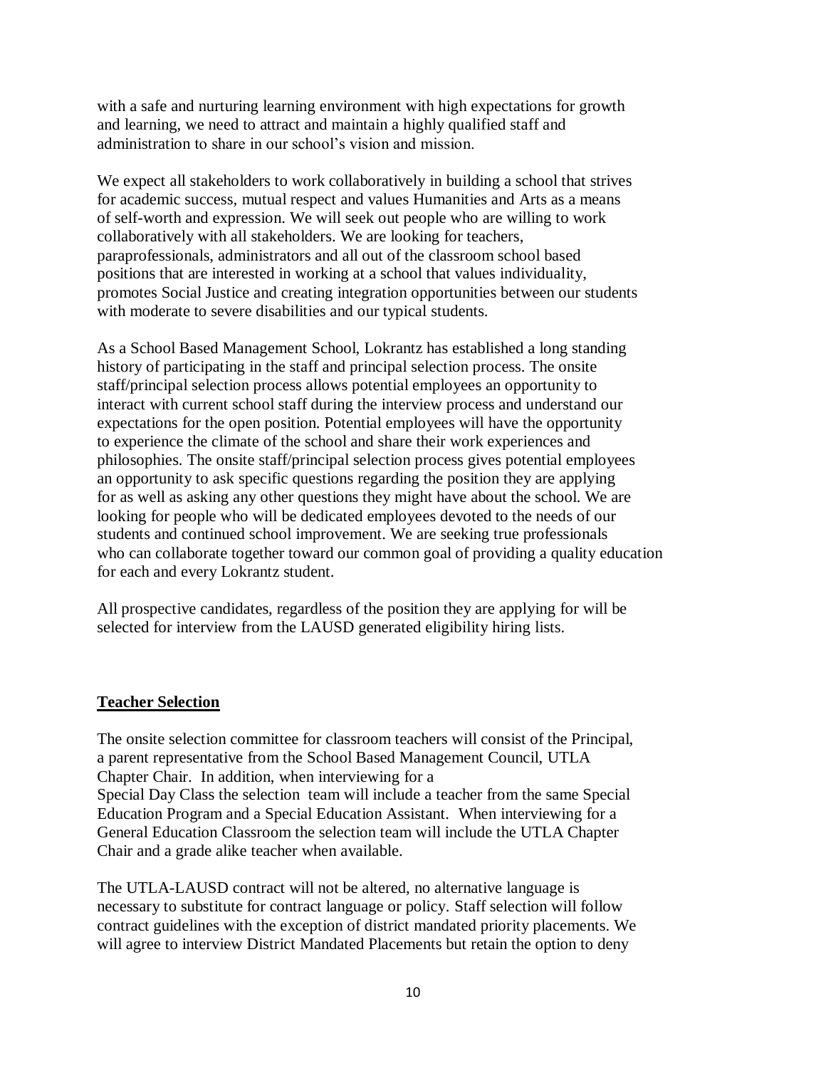with a safe and nurturing learning environment with high expectations for growth and learning, we need to attract and maintain a highly qualified staff and administration to share in our school's vision and mission.

We expect all stakeholders to work collaboratively in building a school that strives for academic success, mutual respect and values Humanities and Arts as a means of self-worth and expression. We will seek out people who are willing to work collaboratively with all stakeholders. We are looking for teachers, paraprofessionals, administrators and all out of the classroom school based positions that are interested in working at a school that values individuality, promotes Social Justice and creating integration opportunities between our students with moderate to severe disabilities and our typical students.

As a School Based Management School, Lokrantz has established a long standing history of participating in the staff and principal selection process. The onsite staff/principal selection process allows potential employees an opportunity to interact with current school staff during the interview process and understand our expectations for the open position. Potential employees will have the opportunity to experience the climate of the school and share their work experiences and philosophies. The onsite staff/principal selection process gives potential employees an opportunity to ask specific questions regarding the position they are applying for as well as asking any other questions they might have about the school. We are looking for people who will be dedicated employees devoted to the needs of our students and continued school improvement. We are seeking true professionals who can collaborate together toward our common goal of providing a quality education for each and every Lokrantz student.

All prospective candidates, regardless of the position they are applying for will be selected for interview from the LAUSD generated eligibility hiring lists.

## Teacher Selection

The onsite selection committee for classroom teachers will consist of the Principal, a parent representative from the School Based Management Council, UTLA Chapter Chair. In addition, when interviewing for a Special Day Class the selection team will include a teacher from the same Special Education Program and a Special Education Assistant. When interviewing for a General Education Classroom the selection team will include the UTLA Chapter Chair and a grade alike teacher when available.

The UTLA-LAUSD contract will not be altered, no alternative language is necessary to substitute for contract language or policy. Staff selection will follow contract guidelines with the exception of district mandated priority placements. We will agree to interview District Mandated Placements but retain the option to deny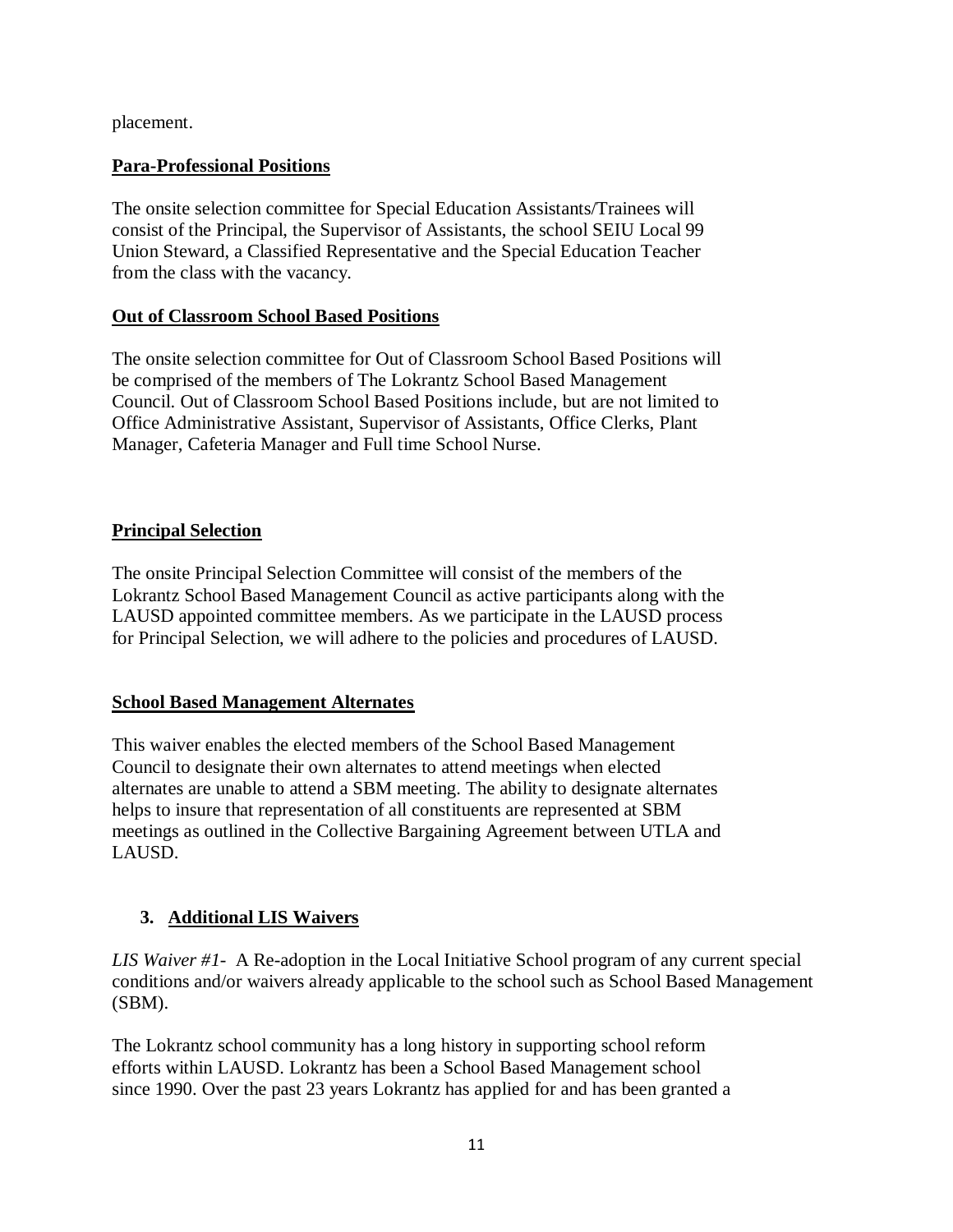placement.

**Para-Professional Positions**

The onsite selection committee for Special Education Assistants/Trainees will consist of the Principal, the Supervisor of Assistants, the school SEIU Local 99 Union Steward, a Classified Representative and the Special Education Teacher from the class with the vacancy.

**Out of Classroom School Based Positions**

The onsite selection committee for Out of Classroom School Based Positions will be comprised of the members of The Lokrantz School Based Management Council. Out of Classroom School Based Positions include, but are not limited to Office Administrative Assistant, Supervisor of Assistants, Office Clerks, Plant Manager, Cafeteria Manager and Full time School Nurse.

**Principal Selection**

The onsite Principal Selection Committee will consist of the members of the Lokrantz School Based Management Council as active participants along with the LAUSD appointed committee members. As we participate in the LAUSD process for Principal Selection, we will adhere to the policies and procedures of LAUSD.

**School Based Management Alternates**

This waiver enables the elected members of the School Based Management Council to designate their own alternates to attend meetings when elected alternates are unable to attend a SBM meeting. The ability to designate alternates helps to insure that representation of all constituents are represented at SBM meetings as outlined in the Collective Bargaining Agreement between UTLA and LAUSD.

**3. Additional LIS Waivers**

*LIS Waiver #1-* A Re-adoption in the Local Initiative School program of any current special conditions and/or waivers already applicable to the school such as School Based Management (SBM).

The Lokrantz school community has a long history in supporting school reform efforts within LAUSD. Lokrantz has been a School Based Management school since 1990. Over the past 23 years Lokrantz has applied for and has been granted a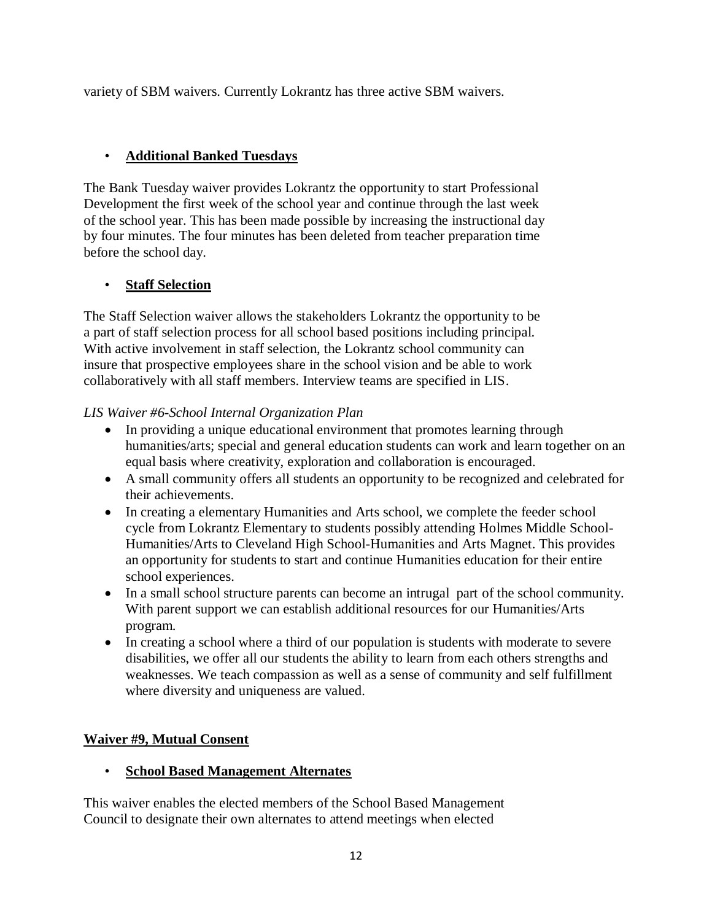variety of SBM waivers. Currently Lokrantz has three active SBM waivers.

- **<u>Additional Banked Tuesdays</u>**

The Bank Tuesday waiver provides Lokrantz the opportunity to start Professional Development the first week of the school year and continue through the last week of the school year. This has been made possible by increasing the instructional day by four minutes. The four minutes has been deleted from teacher preparation time before the school day.

- **<u>Staff Selection</u>**

The Staff Selection waiver allows the stakeholders Lokrantz the opportunity to be a part of staff selection process for all school based positions including principal. With active involvement in staff selection, the Lokrantz school community can insure that prospective employees share in the school vision and be able to work collaboratively with all staff members. Interview teams are specified in LIS.

*LIS Waiver #6-School Internal Organization Plan*

- In providing a unique educational environment that promotes learning through humanities/arts; special and general education students can work and learn together on an equal basis where creativity, exploration and collaboration is encouraged.
- A small community offers all students an opportunity to be recognized and celebrated for their achievements.
- In creating a elementary Humanities and Arts school, we complete the feeder school cycle from Lokrantz Elementary to students possibly attending Holmes Middle School-Humanities/Arts to Cleveland High School-Humanities and Arts Magnet. This provides an opportunity for students to start and continue Humanities education for their entire school experiences.
- In a small school structure parents can become an intrugal part of the school community. With parent support we can establish additional resources for our Humanities/Arts program.
- In creating a school where a third of our population is students with moderate to severe disabilities, we offer all our students the ability to learn from each others strengths and weaknesses. We teach compassion as well as a sense of community and self fulfillment where diversity and uniqueness are valued.

**<u>Waiver #9, Mutual Consent</u>**

- **<u>School Based Management Alternates</u>**

This waiver enables the elected members of the School Based Management Council to designate their own alternates to attend meetings when elected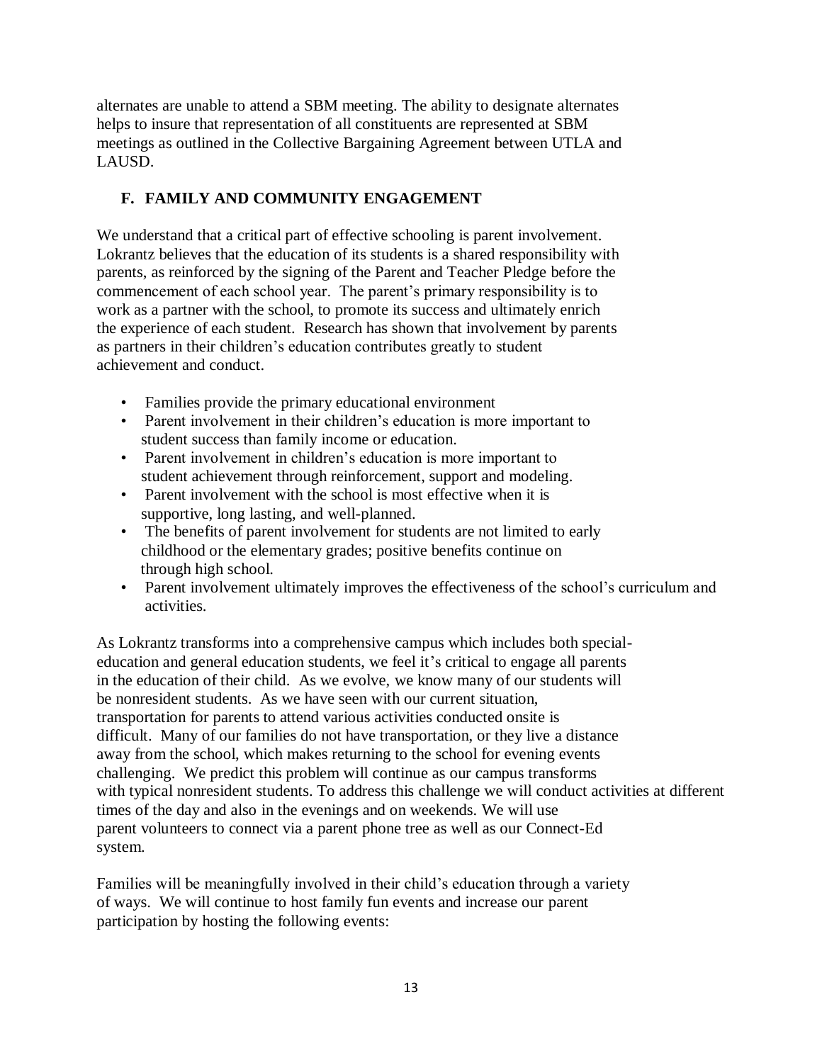alternates are unable to attend a SBM meeting. The ability to designate alternates helps to insure that representation of all constituents are represented at SBM meetings as outlined in the Collective Bargaining Agreement between UTLA and LAUSD.

## F. FAMILY AND COMMUNITY ENGAGEMENT

We understand that a critical part of effective schooling is parent involvement. Lokrantz believes that the education of its students is a shared responsibility with parents, as reinforced by the signing of the Parent and Teacher Pledge before the commencement of each school year. The parent's primary responsibility is to work as a partner with the school, to promote its success and ultimately enrich the experience of each student. Research has shown that involvement by parents as partners in their children's education contributes greatly to student achievement and conduct.

- Families provide the primary educational environment
- Parent involvement in their children's education is more important to student success than family income or education.
- Parent involvement in children's education is more important to student achievement through reinforcement, support and modeling.
- Parent involvement with the school is most effective when it is supportive, long lasting, and well-planned.
- The benefits of parent involvement for students are not limited to early childhood or the elementary grades; positive benefits continue on through high school.
- Parent involvement ultimately improves the effectiveness of the school's curriculum and activities.

As Lokrantz transforms into a comprehensive campus which includes both special-education and general education students, we feel it's critical to engage all parents in the education of their child. As we evolve, we know many of our students will be nonresident students. As we have seen with our current situation, transportation for parents to attend various activities conducted onsite is difficult. Many of our families do not have transportation, or they live a distance away from the school, which makes returning to the school for evening events challenging. We predict this problem will continue as our campus transforms with typical nonresident students. To address this challenge we will conduct activities at different times of the day and also in the evenings and on weekends. We will use parent volunteers to connect via a parent phone tree as well as our Connect-Ed system.

Families will be meaningfully involved in their child's education through a variety of ways. We will continue to host family fun events and increase our parent participation by hosting the following events: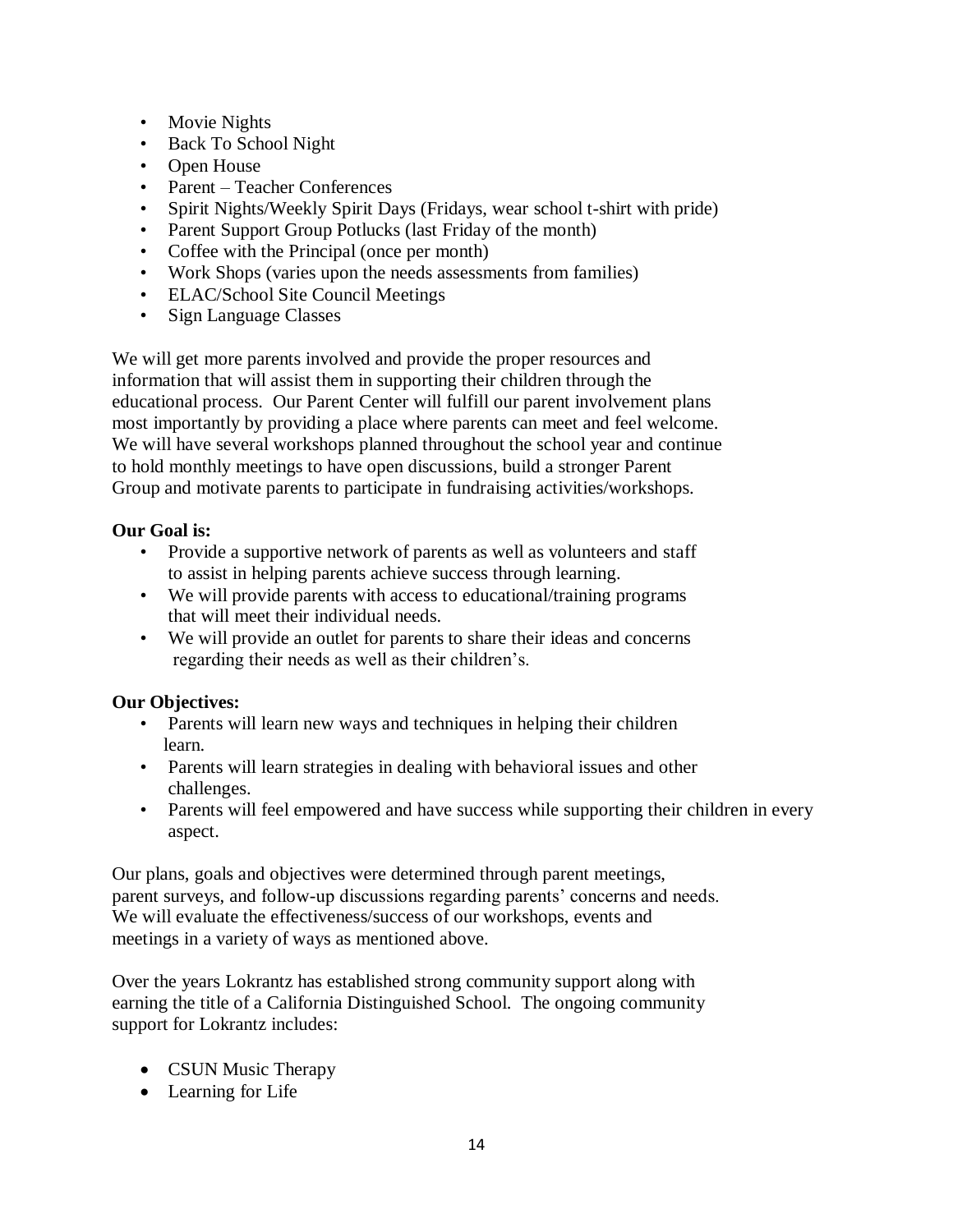- Movie Nights
- Back To School Night
- Open House
- Parent – Teacher Conferences
- Spirit Nights/Weekly Spirit Days (Fridays, wear school t-shirt with pride)
- Parent Support Group Potlucks (last Friday of the month)
- Coffee with the Principal (once per month)
- Work Shops (varies upon the needs assessments from families)
- ELAC/School Site Council Meetings
- Sign Language Classes

We will get more parents involved and provide the proper resources and information that will assist them in supporting their children through the educational process. Our Parent Center will fulfill our parent involvement plans most importantly by providing a place where parents can meet and feel welcome. We will have several workshops planned throughout the school year and continue to hold monthly meetings to have open discussions, build a stronger Parent Group and motivate parents to participate in fundraising activities/workshops.

**Our Goal is:**

- Provide a supportive network of parents as well as volunteers and staff to assist in helping parents achieve success through learning.
- We will provide parents with access to educational/training programs that will meet their individual needs.
- We will provide an outlet for parents to share their ideas and concerns regarding their needs as well as their children's.

**Our Objectives:**

- Parents will learn new ways and techniques in helping their children learn.
- Parents will learn strategies in dealing with behavioral issues and other challenges.
- Parents will feel empowered and have success while supporting their children in every aspect.

Our plans, goals and objectives were determined through parent meetings, parent surveys, and follow-up discussions regarding parents' concerns and needs. We will evaluate the effectiveness/success of our workshops, events and meetings in a variety of ways as mentioned above.

Over the years Lokrantz has established strong community support along with earning the title of a California Distinguished School. The ongoing community support for Lokrantz includes:

- CSUN Music Therapy
- Learning for Life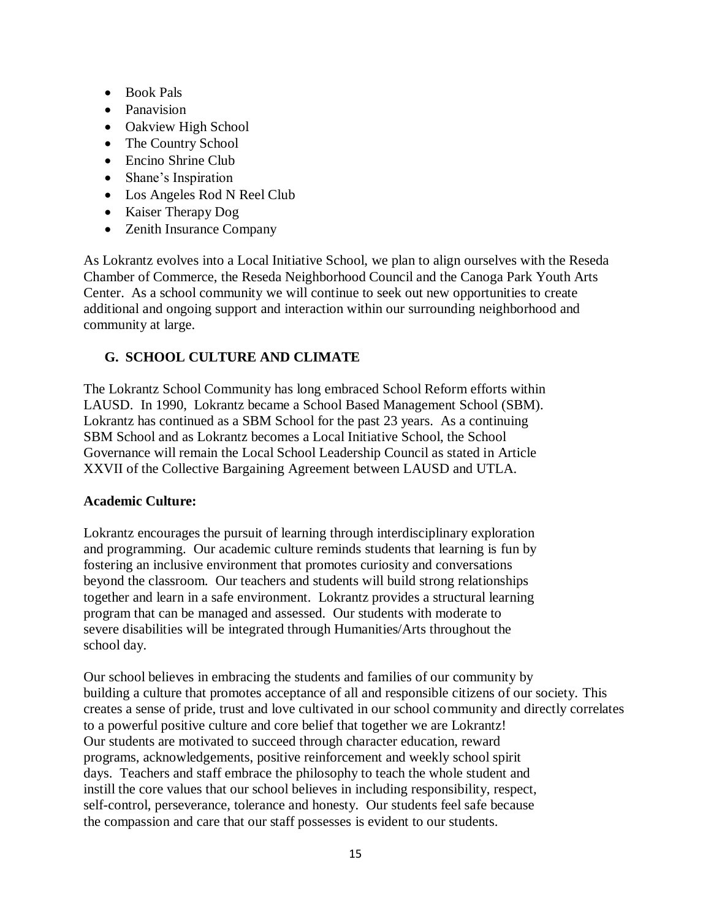- Book Pals
- Panavision
- Oakview High School
- The Country School
- Encino Shrine Club
- Shane's Inspiration
- Los Angeles Rod N Reel Club
- Kaiser Therapy Dog
- Zenith Insurance Company

As Lokrantz evolves into a Local Initiative School, we plan to align ourselves with the Reseda Chamber of Commerce, the Reseda Neighborhood Council and the Canoga Park Youth Arts Center. As a school community we will continue to seek out new opportunities to create additional and ongoing support and interaction within our surrounding neighborhood and community at large.

## G. SCHOOL CULTURE AND CLIMATE

The Lokrantz School Community has long embraced School Reform efforts within LAUSD. In 1990, Lokrantz became a School Based Management School (SBM). Lokrantz has continued as a SBM School for the past 23 years. As a continuing SBM School and as Lokrantz becomes a Local Initiative School, the School Governance will remain the Local School Leadership Council as stated in Article XXVII of the Collective Bargaining Agreement between LAUSD and UTLA.

**Academic Culture:**

Lokrantz encourages the pursuit of learning through interdisciplinary exploration and programming. Our academic culture reminds students that learning is fun by fostering an inclusive environment that promotes curiosity and conversations beyond the classroom. Our teachers and students will build strong relationships together and learn in a safe environment. Lokrantz provides a structural learning program that can be managed and assessed. Our students with moderate to severe disabilities will be integrated through Humanities/Arts throughout the school day.

Our school believes in embracing the students and families of our community by building a culture that promotes acceptance of all and responsible citizens of our society. This creates a sense of pride, trust and love cultivated in our school community and directly correlates to a powerful positive culture and core belief that together we are Lokrantz! Our students are motivated to succeed through character education, reward programs, acknowledgements, positive reinforcement and weekly school spirit days. Teachers and staff embrace the philosophy to teach the whole student and instill the core values that our school believes in including responsibility, respect, self-control, perseverance, tolerance and honesty. Our students feel safe because the compassion and care that our staff possesses is evident to our students.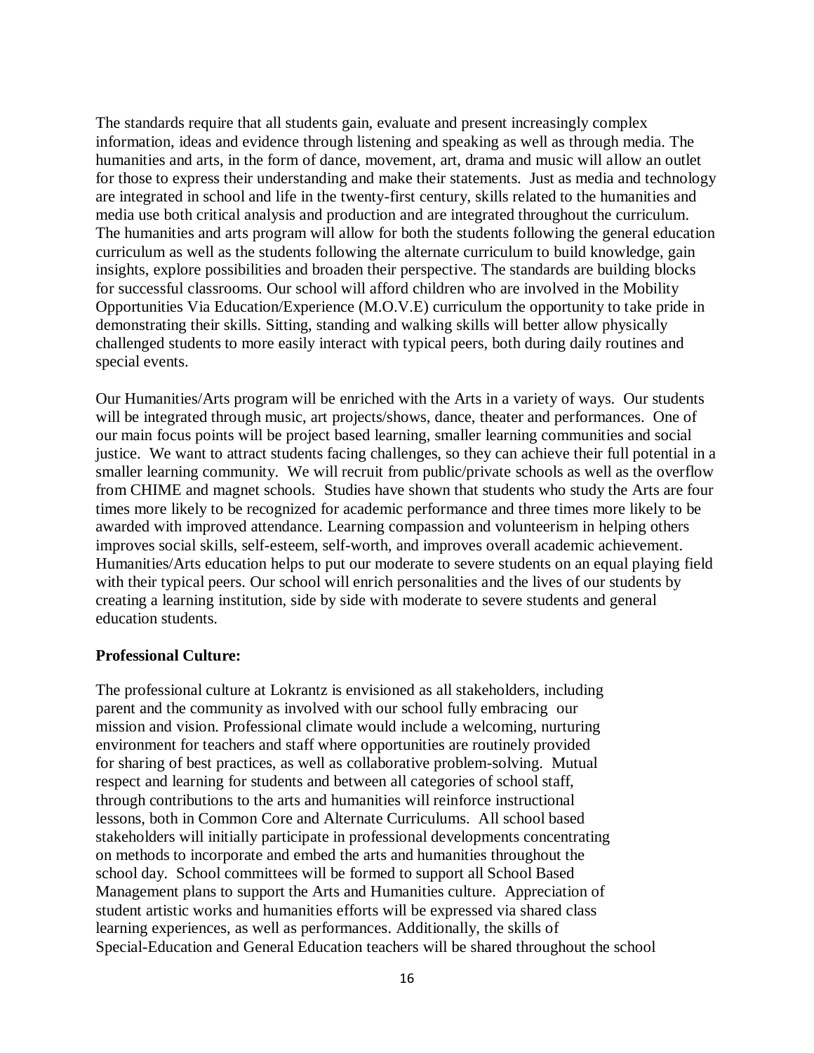The standards require that all students gain, evaluate and present increasingly complex information, ideas and evidence through listening and speaking as well as through media. The humanities and arts, in the form of dance, movement, art, drama and music will allow an outlet for those to express their understanding and make their statements. Just as media and technology are integrated in school and life in the twenty-first century, skills related to the humanities and media use both critical analysis and production and are integrated throughout the curriculum. The humanities and arts program will allow for both the students following the general education curriculum as well as the students following the alternate curriculum to build knowledge, gain insights, explore possibilities and broaden their perspective. The standards are building blocks for successful classrooms. Our school will afford children who are involved in the Mobility Opportunities Via Education/Experience (M.O.V.E) curriculum the opportunity to take pride in demonstrating their skills. Sitting, standing and walking skills will better allow physically challenged students to more easily interact with typical peers, both during daily routines and special events.

Our Humanities/Arts program will be enriched with the Arts in a variety of ways. Our students will be integrated through music, art projects/shows, dance, theater and performances. One of our main focus points will be project based learning, smaller learning communities and social justice. We want to attract students facing challenges, so they can achieve their full potential in a smaller learning community. We will recruit from public/private schools as well as the overflow from CHIME and magnet schools. Studies have shown that students who study the Arts are four times more likely to be recognized for academic performance and three times more likely to be awarded with improved attendance. Learning compassion and volunteerism in helping others improves social skills, self-esteem, self-worth, and improves overall academic achievement. Humanities/Arts education helps to put our moderate to severe students on an equal playing field with their typical peers. Our school will enrich personalities and the lives of our students by creating a learning institution, side by side with moderate to severe students and general education students.

**Professional Culture:**

The professional culture at Lokrantz is envisioned as all stakeholders, including parent and the community as involved with our school fully embracing our mission and vision. Professional climate would include a welcoming, nurturing environment for teachers and staff where opportunities are routinely provided for sharing of best practices, as well as collaborative problem-solving. Mutual respect and learning for students and between all categories of school staff, through contributions to the arts and humanities will reinforce instructional lessons, both in Common Core and Alternate Curriculums. All school based stakeholders will initially participate in professional developments concentrating on methods to incorporate and embed the arts and humanities throughout the school day. School committees will be formed to support all School Based Management plans to support the Arts and Humanities culture. Appreciation of student artistic works and humanities efforts will be expressed via shared class learning experiences, as well as performances. Additionally, the skills of Special-Education and General Education teachers will be shared throughout the school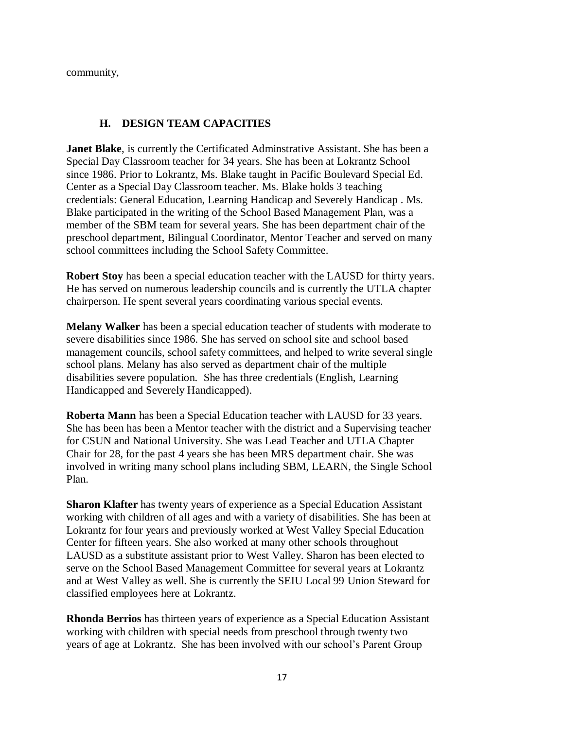community,

### H. DESIGN TEAM CAPACITIES

**Janet Blake**, is currently the Certificated Adminstrative Assistant. She has been a Special Day Classroom teacher for 34 years. She has been at Lokrantz School since 1986. Prior to Lokrantz, Ms. Blake taught in Pacific Boulevard Special Ed. Center as a Special Day Classroom teacher. Ms. Blake holds 3 teaching credentials: General Education, Learning Handicap and Severely Handicap . Ms. Blake participated in the writing of the School Based Management Plan, was a member of the SBM team for several years. She has been department chair of the preschool department, Bilingual Coordinator, Mentor Teacher and served on many school committees including the School Safety Committee.

**Robert Stoy** has been a special education teacher with the LAUSD for thirty years. He has served on numerous leadership councils and is currently the UTLA chapter chairperson. He spent several years coordinating various special events.

**Melany Walker** has been a special education teacher of students with moderate to severe disabilities since 1986. She has served on school site and school based management councils, school safety committees, and helped to write several single school plans. Melany has also served as department chair of the multiple disabilities severe population. She has three credentials (English, Learning Handicapped and Severely Handicapped).

**Roberta Mann** has been a Special Education teacher with LAUSD for 33 years. She has been has been a Mentor teacher with the district and a Supervising teacher for CSUN and National University. She was Lead Teacher and UTLA Chapter Chair for 28, for the past 4 years she has been MRS department chair. She was involved in writing many school plans including SBM, LEARN, the Single School Plan.

**Sharon Klafter** has twenty years of experience as a Special Education Assistant working with children of all ages and with a variety of disabilities. She has been at Lokrantz for four years and previously worked at West Valley Special Education Center for fifteen years. She also worked at many other schools throughout LAUSD as a substitute assistant prior to West Valley. Sharon has been elected to serve on the School Based Management Committee for several years at Lokrantz and at West Valley as well. She is currently the SEIU Local 99 Union Steward for classified employees here at Lokrantz.

**Rhonda Berrios** has thirteen years of experience as a Special Education Assistant working with children with special needs from preschool through twenty two years of age at Lokrantz. She has been involved with our school's Parent Group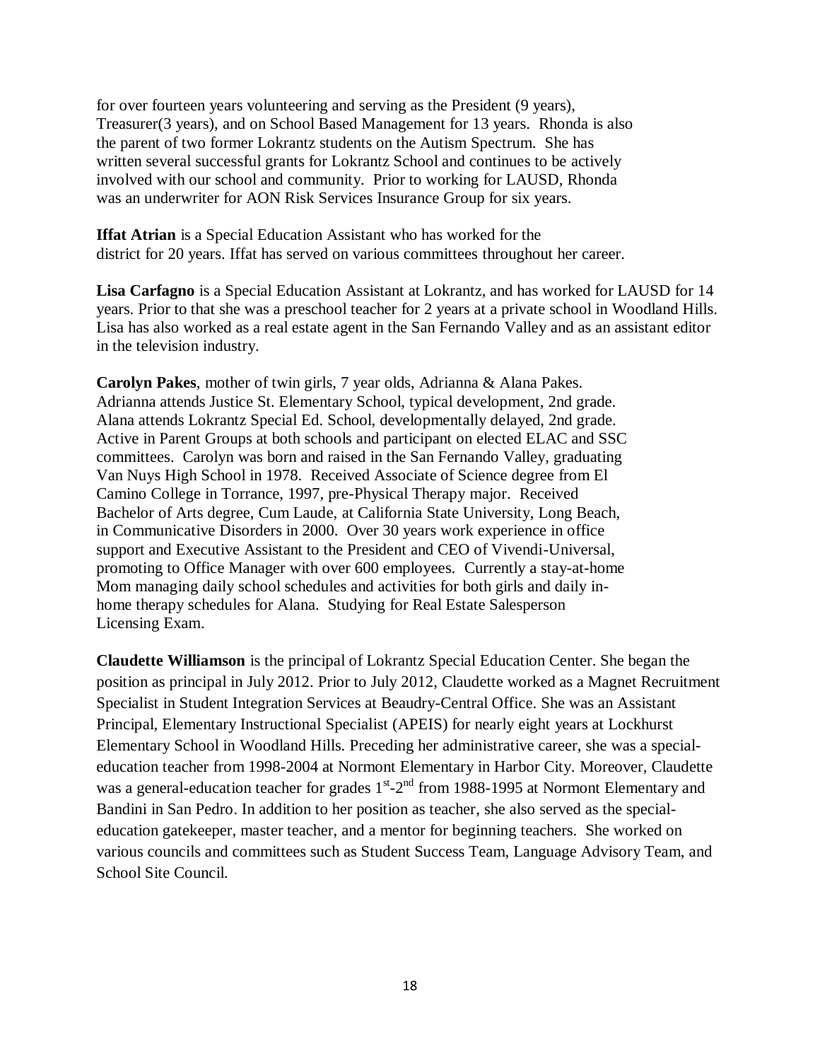for over fourteen years volunteering and serving as the President (9 years), Treasurer(3 years), and on School Based Management for 13 years. Rhonda is also the parent of two former Lokrantz students on the Autism Spectrum. She has written several successful grants for Lokrantz School and continues to be actively involved with our school and community. Prior to working for LAUSD, Rhonda was an underwriter for AON Risk Services Insurance Group for six years.

**Iffat Atrian** is a Special Education Assistant who has worked for the district for 20 years. Iffat has served on various committees throughout her career.

**Lisa Carfagno** is a Special Education Assistant at Lokrantz, and has worked for LAUSD for 14 years. Prior to that she was a preschool teacher for 2 years at a private school in Woodland Hills. Lisa has also worked as a real estate agent in the San Fernando Valley and as an assistant editor in the television industry.

**Carolyn Pakes**, mother of twin girls, 7 year olds, Adrianna & Alana Pakes. Adrianna attends Justice St. Elementary School, typical development, 2nd grade. Alana attends Lokrantz Special Ed. School, developmentally delayed, 2nd grade. Active in Parent Groups at both schools and participant on elected ELAC and SSC committees. Carolyn was born and raised in the San Fernando Valley, graduating Van Nuys High School in 1978. Received Associate of Science degree from El Camino College in Torrance, 1997, pre-Physical Therapy major. Received Bachelor of Arts degree, Cum Laude, at California State University, Long Beach, in Communicative Disorders in 2000. Over 30 years work experience in office support and Executive Assistant to the President and CEO of Vivendi-Universal, promoting to Office Manager with over 600 employees. Currently a stay-at-home Mom managing daily school schedules and activities for both girls and daily in-home therapy schedules for Alana. Studying for Real Estate Salesperson Licensing Exam.

**Claudette Williamson** is the principal of Lokrantz Special Education Center. She began the position as principal in July 2012. Prior to July 2012, Claudette worked as a Magnet Recruitment Specialist in Student Integration Services at Beaudry-Central Office. She was an Assistant Principal, Elementary Instructional Specialist (APEIS) for nearly eight years at Lockhurst Elementary School in Woodland Hills. Preceding her administrative career, she was a special-education teacher from 1998-2004 at Normont Elementary in Harbor City. Moreover, Claudette was a general-education teacher for grades 1st-2nd from 1988-1995 at Normont Elementary and Bandini in San Pedro. In addition to her position as teacher, she also served as the special-education gatekeeper, master teacher, and a mentor for beginning teachers. She worked on various councils and committees such as Student Success Team, Language Advisory Team, and School Site Council.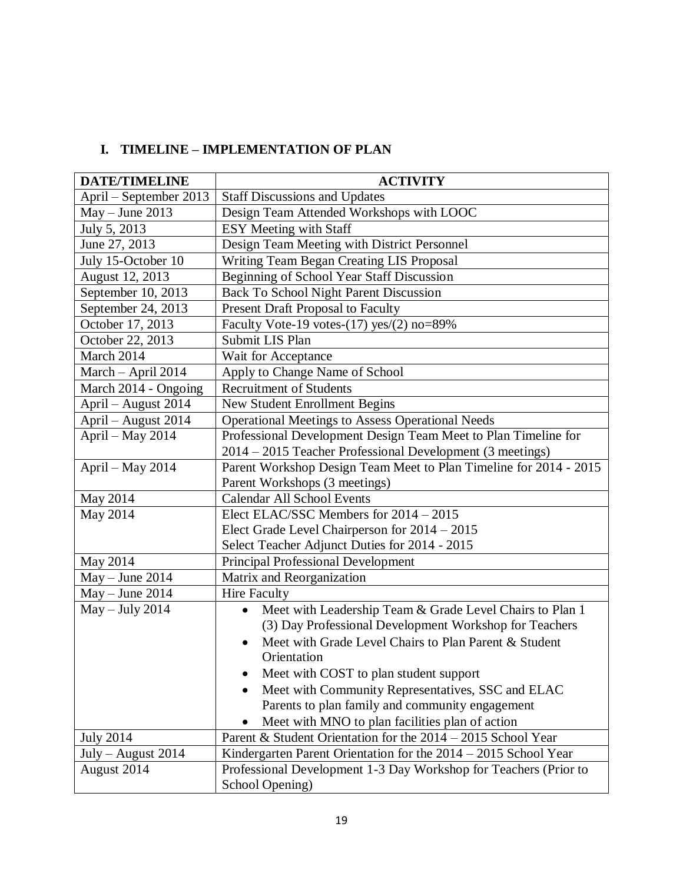## I. TIMELINE – IMPLEMENTATION OF PLAN

| DATE/TIMELINE | ACTIVITY |
|---|---|
| April – September 2013 | Staff Discussions and Updates |
| May – June 2013 | Design Team Attended Workshops with LOOC |
| July 5, 2013 | ESY Meeting with Staff |
| June 27, 2013 | Design Team Meeting with District Personnel |
| July 15-October 10 | Writing Team Began Creating LIS Proposal |
| August 12, 2013 | Beginning of School Year Staff Discussion |
| September 10, 2013 | Back To School Night Parent Discussion |
| September 24, 2013 | Present Draft Proposal to Faculty |
| October 17, 2013 | Faculty Vote-19 votes-(17) yes/(2) no=89% |
| October 22, 2013 | Submit LIS Plan |
| March 2014 | Wait for Acceptance |
| March – April 2014 | Apply to Change Name of School |
| March 2014 - Ongoing | Recruitment of Students |
| April – August 2014 | New Student Enrollment Begins |
| April – August 2014 | Operational Meetings to Assess Operational Needs |
| April – May 2014 | Professional Development Design Team Meet to Plan Timeline for 2014 – 2015 Teacher Professional Development (3 meetings) |
| April – May 2014 | Parent Workshop Design Team Meet to Plan Timeline for 2014 - 2015 Parent Workshops (3 meetings) |
| May 2014 | Calendar All School Events |
| May 2014 | Elect ELAC/SSC Members for 2014 – 2015<br>Elect Grade Level Chairperson for 2014 – 2015<br>Select Teacher Adjunct Duties for 2014 - 2015 |
| May 2014 | Principal Professional Development |
| May – June 2014 | Matrix and Reorganization |
| May – June 2014 | Hire Faculty |
| May – July 2014 | • Meet with Leadership Team & Grade Level Chairs to Plan 1 (3) Day Professional Development Workshop for Teachers<br>• Meet with Grade Level Chairs to Plan Parent & Student Orientation<br>• Meet with COST to plan student support<br>• Meet with Community Representatives, SSC and ELAC Parents to plan family and community engagement<br>• Meet with MNO to plan facilities plan of action |
| July 2014 | Parent & Student Orientation for the 2014 – 2015 School Year |
| July – August 2014 | Kindergarten Parent Orientation for the 2014 – 2015 School Year |
| August 2014 | Professional Development 1-3 Day Workshop for Teachers (Prior to School Opening) |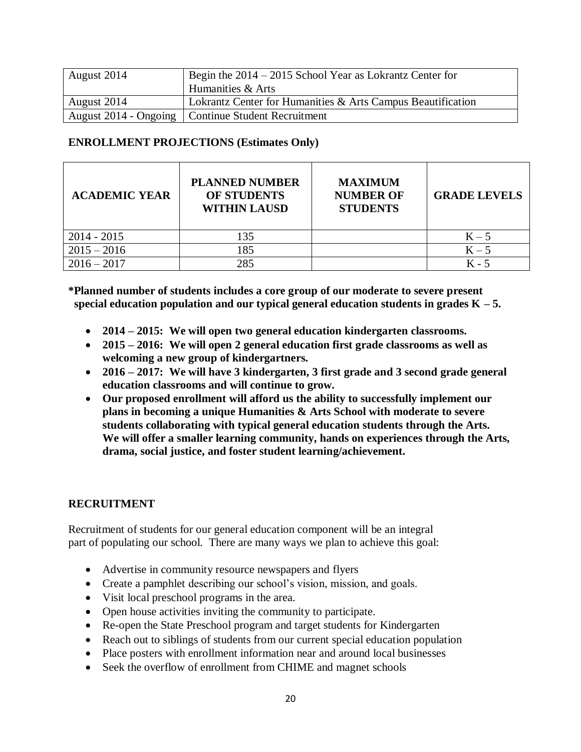| August 2014 | Begin the 2014 – 2015 School Year as Lokrantz Center for Humanities & Arts |
|---|---|
| August 2014 | Lokrantz Center for Humanities & Arts Campus Beautification |
| August 2014 - Ongoing | Continue Student Recruitment |

**ENROLLMENT PROJECTIONS (Estimates Only)**

| ACADEMIC YEAR | PLANNED NUMBER OF STUDENTS WITHIN LAUSD | MAXIMUM NUMBER OF STUDENTS | GRADE LEVELS |
|---|---|---|---|
| 2014 - 2015 | 135 | | K – 5 |
| 2015 – 2016 | 185 | | K – 5 |
| 2016 – 2017 | 285 | | K - 5 |

**\*Planned number of students includes a core group of our moderate to severe present special education population and our typical general education students in grades K – 5.**

- **2014 – 2015: We will open two general education kindergarten classrooms.**
- **2015 – 2016: We will open 2 general education first grade classrooms as well as welcoming a new group of kindergartners.**
- **2016 – 2017: We will have 3 kindergarten, 3 first grade and 3 second grade general education classrooms and will continue to grow.**
- **Our proposed enrollment will afford us the ability to successfully implement our plans in becoming a unique Humanities & Arts School with moderate to severe students collaborating with typical general education students through the Arts. We will offer a smaller learning community, hands on experiences through the Arts, drama, social justice, and foster student learning/achievement.**

## RECRUITMENT

Recruitment of students for our general education component will be an integral part of populating our school. There are many ways we plan to achieve this goal:

- Advertise in community resource newspapers and flyers
- Create a pamphlet describing our school's vision, mission, and goals.
- Visit local preschool programs in the area.
- Open house activities inviting the community to participate.
- Re-open the State Preschool program and target students for Kindergarten
- Reach out to siblings of students from our current special education population
- Place posters with enrollment information near and around local businesses
- Seek the overflow of enrollment from CHIME and magnet schools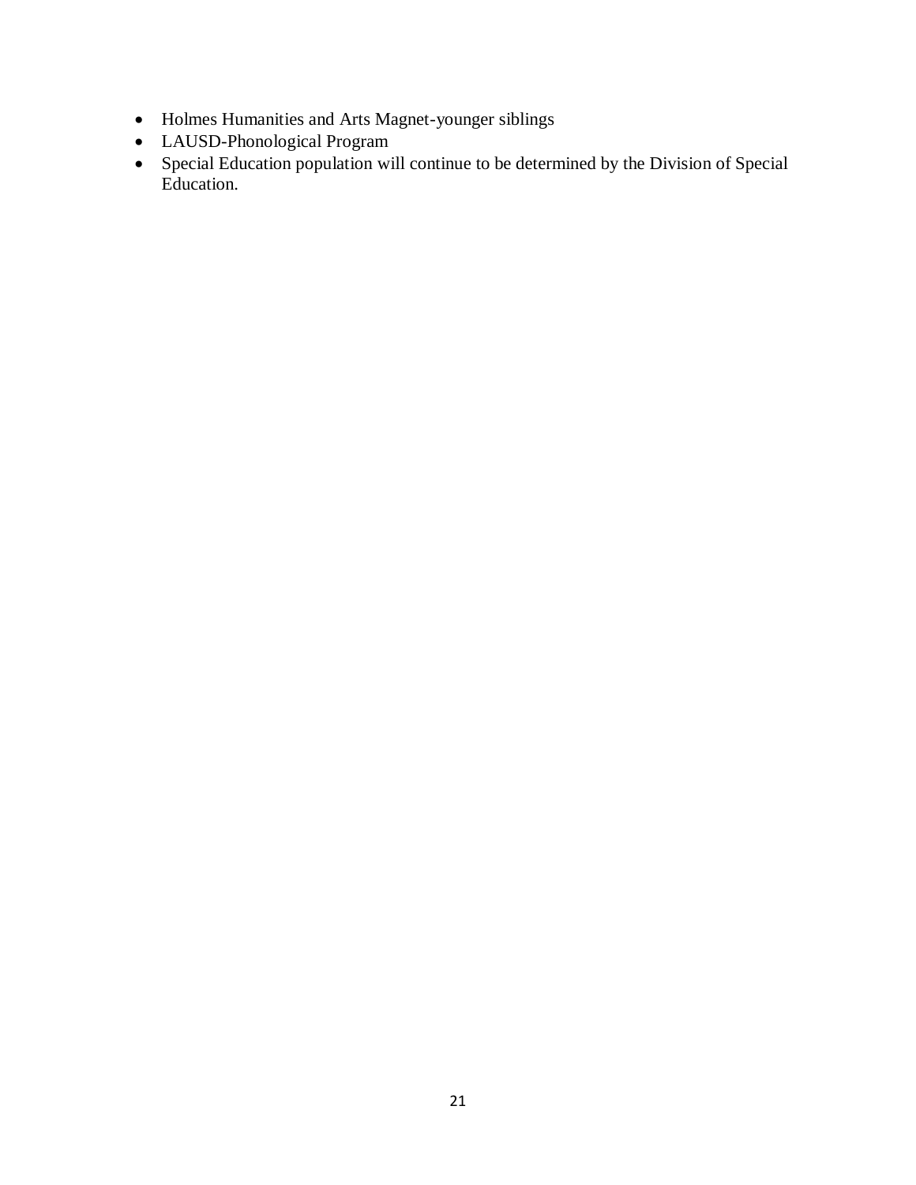- Holmes Humanities and Arts Magnet-younger siblings
- LAUSD-Phonological Program
- Special Education population will continue to be determined by the Division of Special Education.